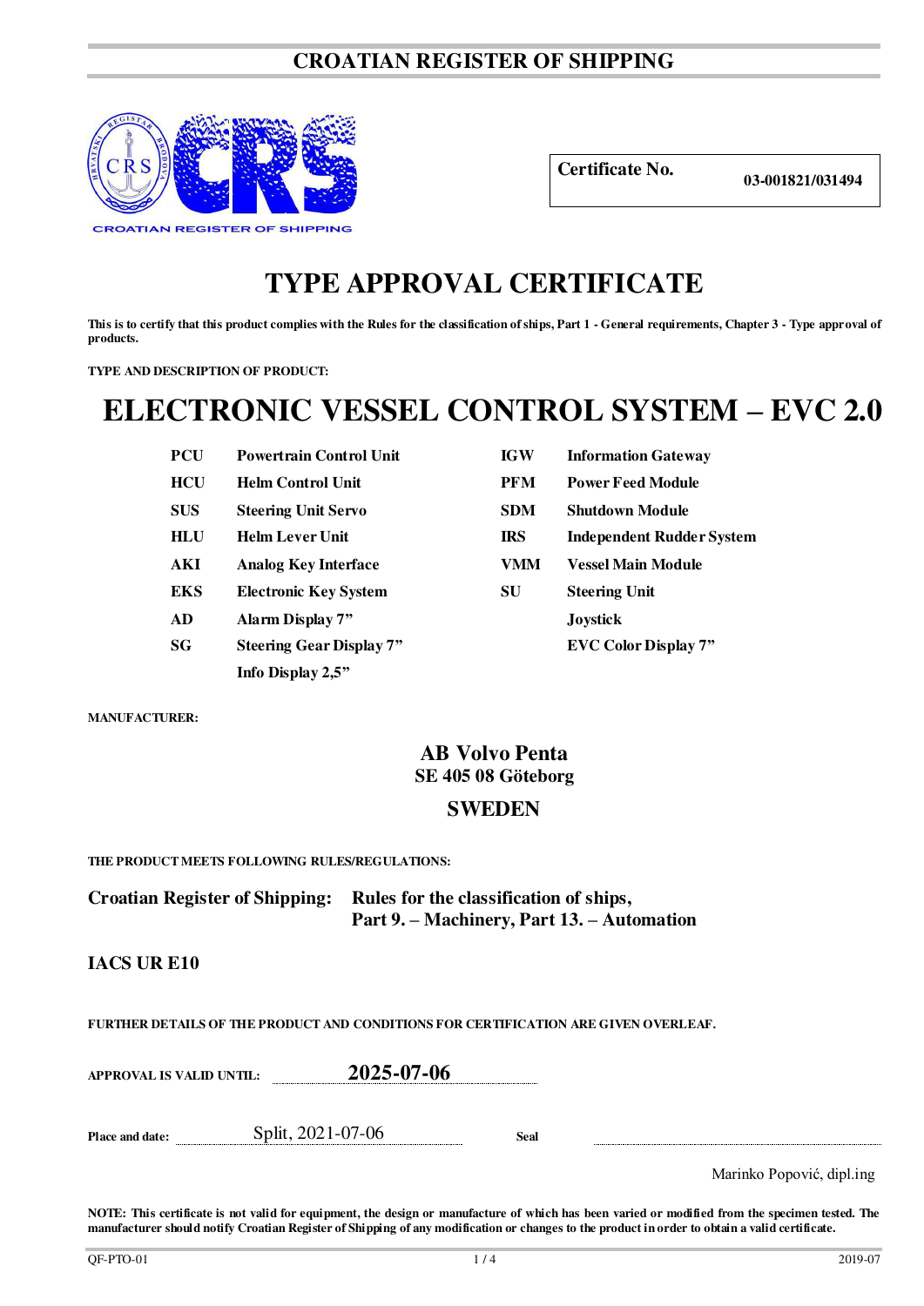# CROATIAN REGISTER OF SHIPPING

CROATIAN REGISTER OF SHIPPING

| Certificate No. | 03-001821/031494 |
|---|---|

# TYPE APPROVAL CERTIFICATE

**This is to certify that this product complies with the Rules for the classification of ships, Part 1 - General requirements, Chapter 3 - Type approval of products.**

**TYPE AND DESCRIPTION OF PRODUCT:**

# ELECTRONIC VESSEL CONTROL SYSTEM – EVC 2.0

| | | | |
|---|---|---|---|
| **PCU** | **Powertrain Control Unit** | **IGW** | **Information Gateway** |
| **HCU** | **Helm Control Unit** | **PFM** | **Power Feed Module** |
| **SUS** | **Steering Unit Servo** | **SDM** | **Shutdown Module** |
| **HLU** | **Helm Lever Unit** | **IRS** | **Independent Rudder System** |
| **AKI** | **Analog Key Interface** | **VMM** | **Vessel Main Module** |
| **EKS** | **Electronic Key System** | **SU** | **Steering Unit** |
| **AD** | **Alarm Display 7"** | | **Joystick** |
| **SG** | **Steering Gear Display 7"** | | **EVC Color Display 7"** |
| | **Info Display 2,5"** | | |

**MANUFACTURER:**

**AB Volvo Penta**
**SE 405 08 Göteborg**
**SWEDEN**

**THE PRODUCT MEETS FOLLOWING RULES/REGULATIONS:**

**Croatian Register of Shipping:** **Rules for the classification of ships,**
**Part 9. – Machinery, Part 13. – Automation**

**IACS UR E10**

**FURTHER DETAILS OF THE PRODUCT AND CONDITIONS FOR CERTIFICATION ARE GIVEN OVERLEAF.**

**APPROVAL IS VALID UNTIL:** **2025-07-06**

**Place and date:** Split, 2021-07-06 **Seal**

Marinko Popović, dipl.ing

**NOTE: This certificate is not valid for equipment, the design or manufacture of which has been varied or modified from the specimen tested. The manufacturer should notify Croatian Register of Shipping of any modification or changes to the product in order to obtain a valid certificate.**

QF-PTO-01 2019-07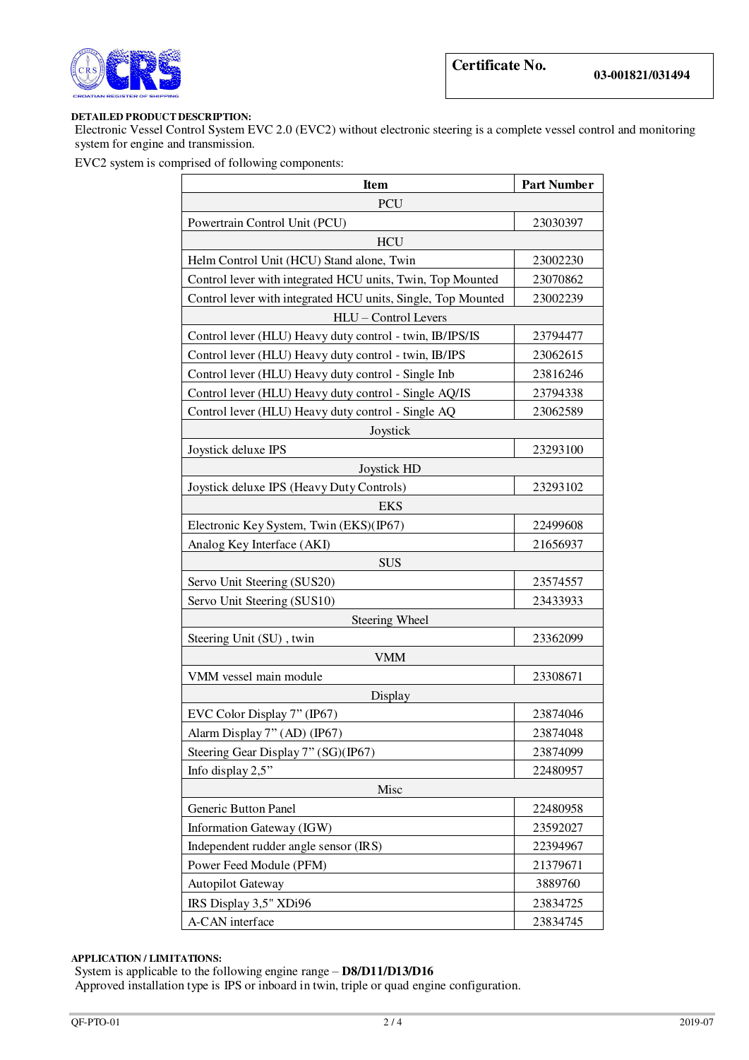**Certificate No.** 03-001821/031494

**DETAILED PRODUCT DESCRIPTION:**

Electronic Vessel Control System EVC 2.0 (EVC2) without electronic steering is a complete vessel control and monitoring system for engine and transmission.

EVC2 system is comprised of following components:

| Item | Part Number |
|---|---|
| PCU | |
| Powertrain Control Unit (PCU) | 23030397 |
| HCU | |
| Helm Control Unit (HCU) Stand alone, Twin | 23002230 |
| Control lever with integrated HCU units, Twin, Top Mounted | 23070862 |
| Control lever with integrated HCU units, Single, Top Mounted | 23002239 |
| HLU – Control Levers | |
| Control lever (HLU) Heavy duty control - twin, IB/IPS/IS | 23794477 |
| Control lever (HLU) Heavy duty control - twin, IB/IPS | 23062615 |
| Control lever (HLU) Heavy duty control - Single Inb | 23816246 |
| Control lever (HLU) Heavy duty control - Single AQ/IS | 23794338 |
| Control lever (HLU) Heavy duty control - Single AQ | 23062589 |
| Joystick | |
| Joystick deluxe IPS | 23293100 |
| Joystick HD | |
| Joystick deluxe IPS (Heavy Duty Controls) | 23293102 |
| EKS | |
| Electronic Key System, Twin (EKS)(IP67) | 22499608 |
| Analog Key Interface (AKI) | 21656937 |
| SUS | |
| Servo Unit Steering (SUS20) | 23574557 |
| Servo Unit Steering (SUS10) | 23433933 |
| Steering Wheel | |
| Steering Unit (SU) , twin | 23362099 |
| VMM | |
| VMM vessel main module | 23308671 |
| Display | |
| EVC Color Display 7” (IP67) | 23874046 |
| Alarm Display 7” (AD) (IP67) | 23874048 |
| Steering Gear Display 7” (SG)(IP67) | 23874099 |
| Info display 2,5” | 22480957 |
| Misc | |
| Generic Button Panel | 22480958 |
| Information Gateway (IGW) | 23592027 |
| Independent rudder angle sensor (IRS) | 22394967 |
| Power Feed Module (PFM) | 21379671 |
| Autopilot Gateway | 3889760 |
| IRS Display 3,5" XDi96 | 23834725 |
| A-CAN interface | 23834745 |

**APPLICATION / LIMITATIONS:**

System is applicable to the following engine range – **D8/D11/D13/D16**

Approved installation type is IPS or inboard in twin, triple or quad engine configuration.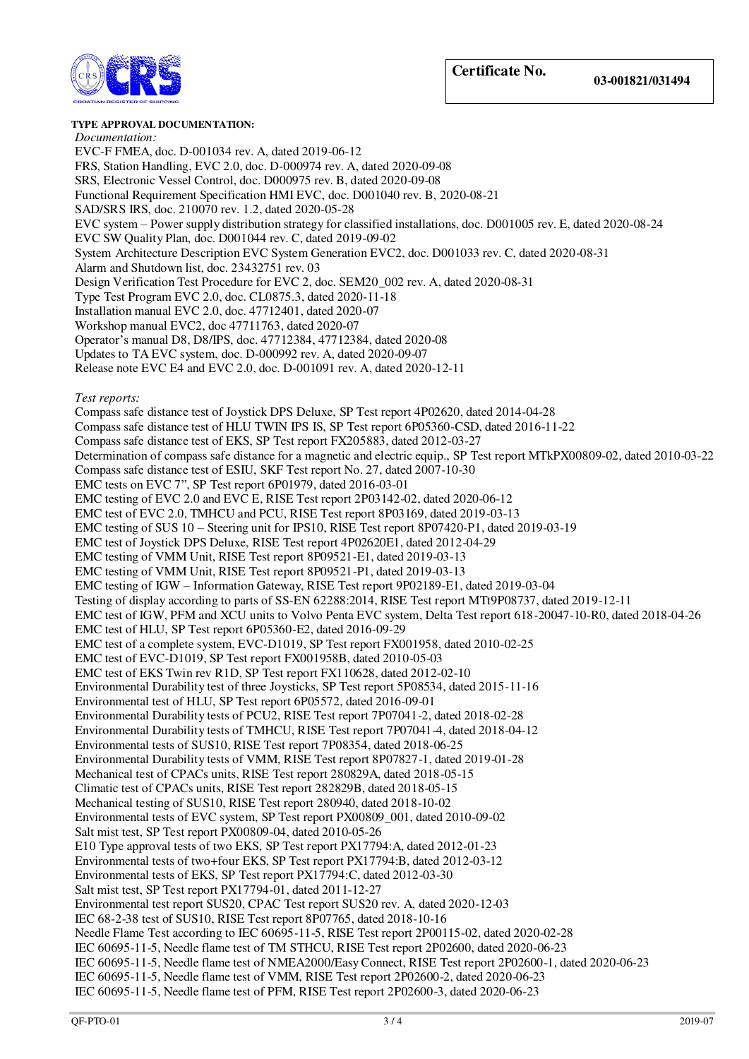Certificate No. **03-001821/031494**

**TYPE APPROVAL DOCUMENTATION:**

*Documentation:*

EVC-F FMEA, doc. D-001034 rev. A, dated 2019-06-12
FRS, Station Handling, EVC 2.0, doc. D-000974 rev. A, dated 2020-09-08
SRS, Electronic Vessel Control, doc. D000975 rev. B, dated 2020-09-08
Functional Requirement Specification HMI EVC, doc. D001040 rev. B, 2020-08-21
SAD/SRS IRS, doc. 210070 rev. 1.2, dated 2020-05-28
EVC system – Power supply distribution strategy for classified installations, doc. D001005 rev. E, dated 2020-08-24
EVC SW Quality Plan, doc. D001044 rev. C, dated 2019-09-02
System Architecture Description EVC System Generation EVC2, doc. D001033 rev. C, dated 2020-08-31
Alarm and Shutdown list, doc. 23432751 rev. 03
Design Verification Test Procedure for EVC 2, doc. SEM20_002 rev. A, dated 2020-08-31
Type Test Program EVC 2.0, doc. CL0875.3, dated 2020-11-18
Installation manual EVC 2.0, doc. 47712401, dated 2020-07
Workshop manual EVC2, doc 47711763, dated 2020-07
Operator's manual D8, D8/IPS, doc. 47712384, 47712384, dated 2020-08
Updates to TA EVC system, doc. D-000992 rev. A, dated 2020-09-07
Release note EVC E4 and EVC 2.0, doc. D-001091 rev. A, dated 2020-12-11

*Test reports:*

Compass safe distance test of Joystick DPS Deluxe, SP Test report 4P02620, dated 2014-04-28
Compass safe distance test of HLU TWIN IPS IS, SP Test report 6P05360-CSD, dated 2016-11-22
Compass safe distance test of EKS, SP Test report FX205883, dated 2012-03-27
Determination of compass safe distance for a magnetic and electric equip., SP Test report MTkPX00809-02, dated 2010-03-22
Compass safe distance test of ESIU, SKF Test report No. 27, dated 2007-10-30
EMC tests on EVC 7", SP Test report 6P01979, dated 2016-03-01
EMC testing of EVC 2.0 and EVC E, RISE Test report 2P03142-02, dated 2020-06-12
EMC test of EVC 2.0, TMHCU and PCU, RISE Test report 8P03169, dated 2019-03-13
EMC testing of SUS 10 – Steering unit for IPS10, RISE Test report 8P07420-P1, dated 2019-03-19
EMC test of Joystick DPS Deluxe, RISE Test report 4P02620E1, dated 2012-04-29
EMC testing of VMM Unit, RISE Test report 8P09521-E1, dated 2019-03-13
EMC testing of VMM Unit, RISE Test report 8P09521-P1, dated 2019-03-13
EMC testing of IGW – Information Gateway, RISE Test report 9P02189-E1, dated 2019-03-04
Testing of display according to parts of SS-EN 62288:2014, RISE Test report MTt9P08737, dated 2019-12-11
EMC test of IGW, PFM and XCU units to Volvo Penta EVC system, Delta Test report 618-20047-10-R0, dated 2018-04-26
EMC test of HLU, SP Test report 6P05360-E2, dated 2016-09-29
EMC test of a complete system, EVC-D1019, SP Test report FX001958, dated 2010-02-25
EMC test of EVC-D1019, SP Test report FX001958B, dated 2010-05-03
EMC test of EKS Twin rev R1D, SP Test report FX110628, dated 2012-02-10
Environmental Durability test of three Joysticks, SP Test report 5P08534, dated 2015-11-16
Environmental test of HLU, SP Test report 6P05572, dated 2016-09-01
Environmental Durability tests of PCU2, RISE Test report 7P07041-2, dated 2018-02-28
Environmental Durability tests of TMHCU, RISE Test report 7P07041-4, dated 2018-04-12
Environmental tests of SUS10, RISE Test report 7P08354, dated 2018-06-25
Environmental Durability tests of VMM, RISE Test report 8P07827-1, dated 2019-01-28
Mechanical test of CPACs units, RISE Test report 280829A, dated 2018-05-15
Climatic test of CPACs units, RISE Test report 282829B, dated 2018-05-15
Mechanical testing of SUS10, RISE Test report 280940, dated 2018-10-02
Environmental tests of EVC system, SP Test report PX00809_001, dated 2010-09-02
Salt mist test, SP Test report PX00809-04, dated 2010-05-26
E10 Type approval tests of two EKS, SP Test report PX17794:A, dated 2012-01-23
Environmental tests of two+four EKS, SP Test report PX17794:B, dated 2012-03-12
Environmental tests of EKS, SP Test report PX17794:C, dated 2012-03-30
Salt mist test, SP Test report PX17794-01, dated 2011-12-27
Environmental test report SUS20, CPAC Test report SUS20 rev. A, dated 2020-12-03
IEC 68-2-38 test of SUS10, RISE Test report 8P07765, dated 2018-10-16
Needle Flame Test according to IEC 60695-11-5, RISE Test report 2P00115-02, dated 2020-02-28
IEC 60695-11-5, Needle flame test of TM STHCU, RISE Test report 2P02600, dated 2020-06-23
IEC 60695-11-5, Needle flame test of NMEA2000/Easy Connect, RISE Test report 2P02600-1, dated 2020-06-23
IEC 60695-11-5, Needle flame test of VMM, RISE Test report 2P02600-2, dated 2020-06-23
IEC 60695-11-5, Needle flame test of PFM, RISE Test report 2P02600-3, dated 2020-06-23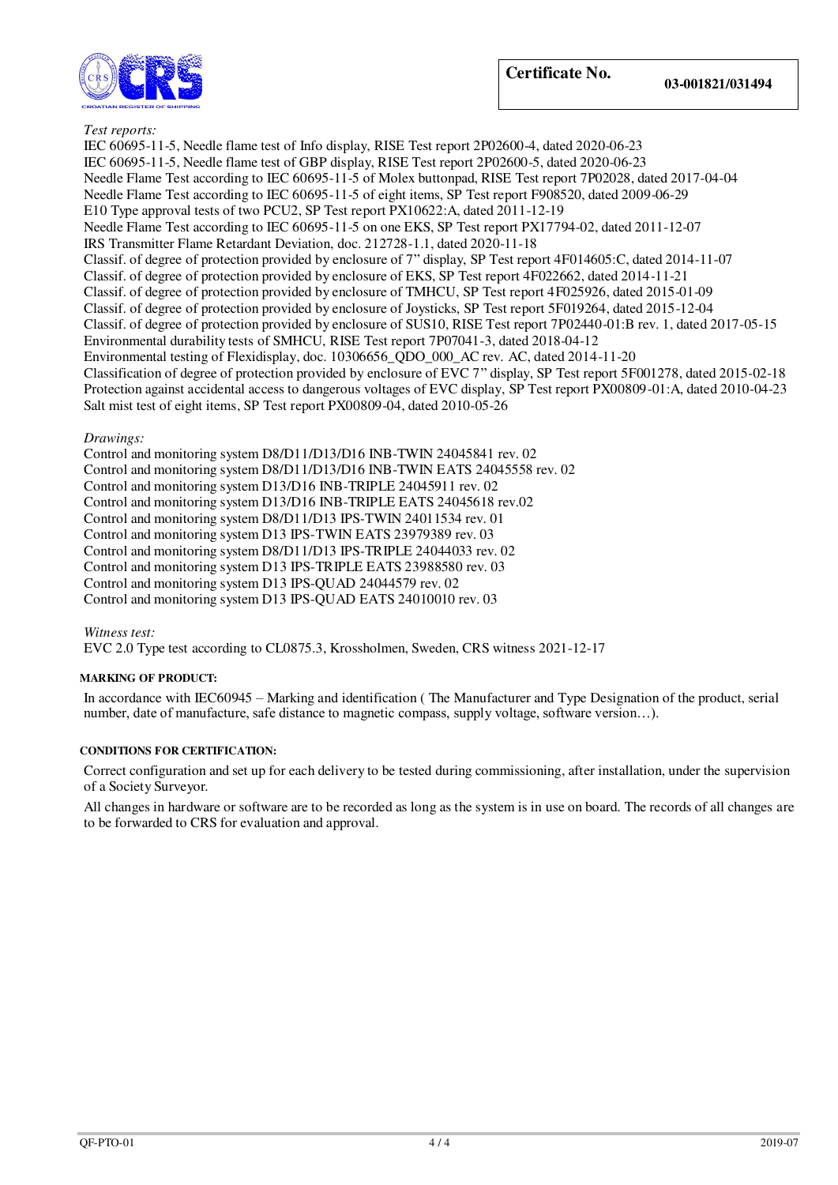**Certificate No.** 03-001821/031494

*Test reports:*

IEC 60695-11-5, Needle flame test of Info display, RISE Test report 2P02600-4, dated 2020-06-23
IEC 60695-11-5, Needle flame test of GBP display, RISE Test report 2P02600-5, dated 2020-06-23
Needle Flame Test according to IEC 60695-11-5 of Molex buttonpad, RISE Test report 7P02028, dated 2017-04-04
Needle Flame Test according to IEC 60695-11-5 of eight items, SP Test report F908520, dated 2009-06-29
E10 Type approval tests of two PCU2, SP Test report PX10622:A, dated 2011-12-19
Needle Flame Test according to IEC 60695-11-5 on one EKS, SP Test report PX17794-02, dated 2011-12-07
IRS Transmitter Flame Retardant Deviation, doc. 212728-1.1, dated 2020-11-18
Classif. of degree of protection provided by enclosure of 7” display, SP Test report 4F014605:C, dated 2014-11-07
Classif. of degree of protection provided by enclosure of EKS, SP Test report 4F022662, dated 2014-11-21
Classif. of degree of protection provided by enclosure of TMHCU, SP Test report 4F025926, dated 2015-01-09
Classif. of degree of protection provided by enclosure of Joysticks, SP Test report 5F019264, dated 2015-12-04
Classif. of degree of protection provided by enclosure of SUS10, RISE Test report 7P02440-01:B rev. 1, dated 2017-05-15
Environmental durability tests of SMHCU, RISE Test report 7P07041-3, dated 2018-04-12
Environmental testing of Flexidisplay, doc. 10306656_QDO_000_AC rev. AC, dated 2014-11-20
Classification of degree of protection provided by enclosure of EVC 7” display, SP Test report 5F001278, dated 2015-02-18
Protection against accidental access to dangerous voltages of EVC display, SP Test report PX00809-01:A, dated 2010-04-23
Salt mist test of eight items, SP Test report PX00809-04, dated 2010-05-26

*Drawings:*

Control and monitoring system D8/D11/D13/D16 INB-TWIN 24045841 rev. 02
Control and monitoring system D8/D11/D13/D16 INB-TWIN EATS 24045558 rev. 02
Control and monitoring system D13/D16 INB-TRIPLE 24045911 rev. 02
Control and monitoring system D13/D16 INB-TRIPLE EATS 24045618 rev.02
Control and monitoring system D8/D11/D13 IPS-TWIN 24011534 rev. 01
Control and monitoring system D13 IPS-TWIN EATS 23979389 rev. 03
Control and monitoring system D8/D11/D13 IPS-TRIPLE 24044033 rev. 02
Control and monitoring system D13 IPS-TRIPLE EATS 23988580 rev. 03
Control and monitoring system D13 IPS-QUAD 24044579 rev. 02
Control and monitoring system D13 IPS-QUAD EATS 24010010 rev. 03

*Witness test:*

EVC 2.0 Type test according to CL0875.3, Krossholmen, Sweden, CRS witness 2021-12-17

**MARKING OF PRODUCT:**

In accordance with IEC60945 – Marking and identification ( The Manufacturer and Type Designation of the product, serial number, date of manufacture, safe distance to magnetic compass, supply voltage, software version…).

**CONDITIONS FOR CERTIFICATION:**

Correct configuration and set up for each delivery to be tested during commissioning, after installation, under the supervision of a Society Surveyor.

All changes in hardware or software are to be recorded as long as the system is in use on board. The records of all changes are to be forwarded to CRS for evaluation and approval.